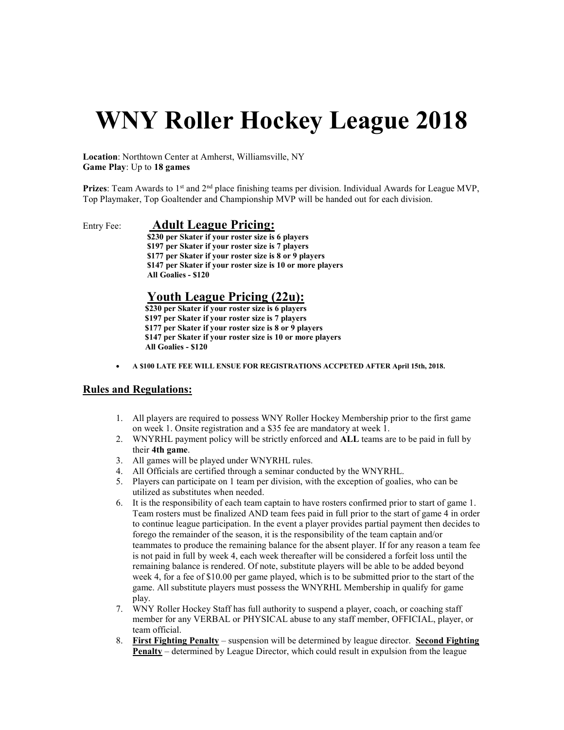# WNY Roller Hockey League 2018

**Location**: Northtown Center at Amherst, Williamsville, NY
**Game Play**: Up to **18 games**

**Prizes**: Team Awards to 1st and 2nd place finishing teams per division. Individual Awards for League MVP, Top Playmaker, Top Goaltender and Championship MVP will be handed out for each division.

Entry Fee:

## Adult League Pricing:

**$230 per Skater if your roster size is 6 players**
**$197 per Skater if your roster size is 7 players**
**$177 per Skater if your roster size is 8 or 9 players**
**$147 per Skater if your roster size is 10 or more players**
**All Goalies - $120**

## Youth League Pricing (22u):

**$230 per Skater if your roster size is 6 players**
**$197 per Skater if your roster size is 7 players**
**$177 per Skater if your roster size is 8 or 9 players**
**$147 per Skater if your roster size is 10 or more players**
**All Goalies - $120**

- **A $100 LATE FEE WILL ENSUE FOR REGISTRATIONS ACCPETED AFTER April 15th, 2018.**

## Rules and Regulations:

1. All players are required to possess WNY Roller Hockey Membership prior to the first game on week 1. Onsite registration and a $35 fee are mandatory at week 1.
2. WNYRHL payment policy will be strictly enforced and **ALL** teams are to be paid in full by their **4th game**.
3. All games will be played under WNYRHL rules.
4. All Officials are certified through a seminar conducted by the WNYRHL.
5. Players can participate on 1 team per division, with the exception of goalies, who can be utilized as substitutes when needed.
6. It is the responsibility of each team captain to have rosters confirmed prior to start of game 1. Team rosters must be finalized AND team fees paid in full prior to the start of game 4 in order to continue league participation. In the event a player provides partial payment then decides to forego the remainder of the season, it is the responsibility of the team captain and/or teammates to produce the remaining balance for the absent player. If for any reason a team fee is not paid in full by week 4, each week thereafter will be considered a forfeit loss until the remaining balance is rendered. Of note, substitute players will be able to be added beyond week 4, for a fee of $10.00 per game played, which is to be submitted prior to the start of the game. All substitute players must possess the WNYRHL Membership in qualify for game play.
7. WNY Roller Hockey Staff has full authority to suspend a player, coach, or coaching staff member for any VERBAL or PHYSICAL abuse to any staff member, OFFICIAL, player, or team official.
8. **First Fighting Penalty** – suspension will be determined by league director. **Second Fighting Penalty** – determined by League Director, which could result in expulsion from the league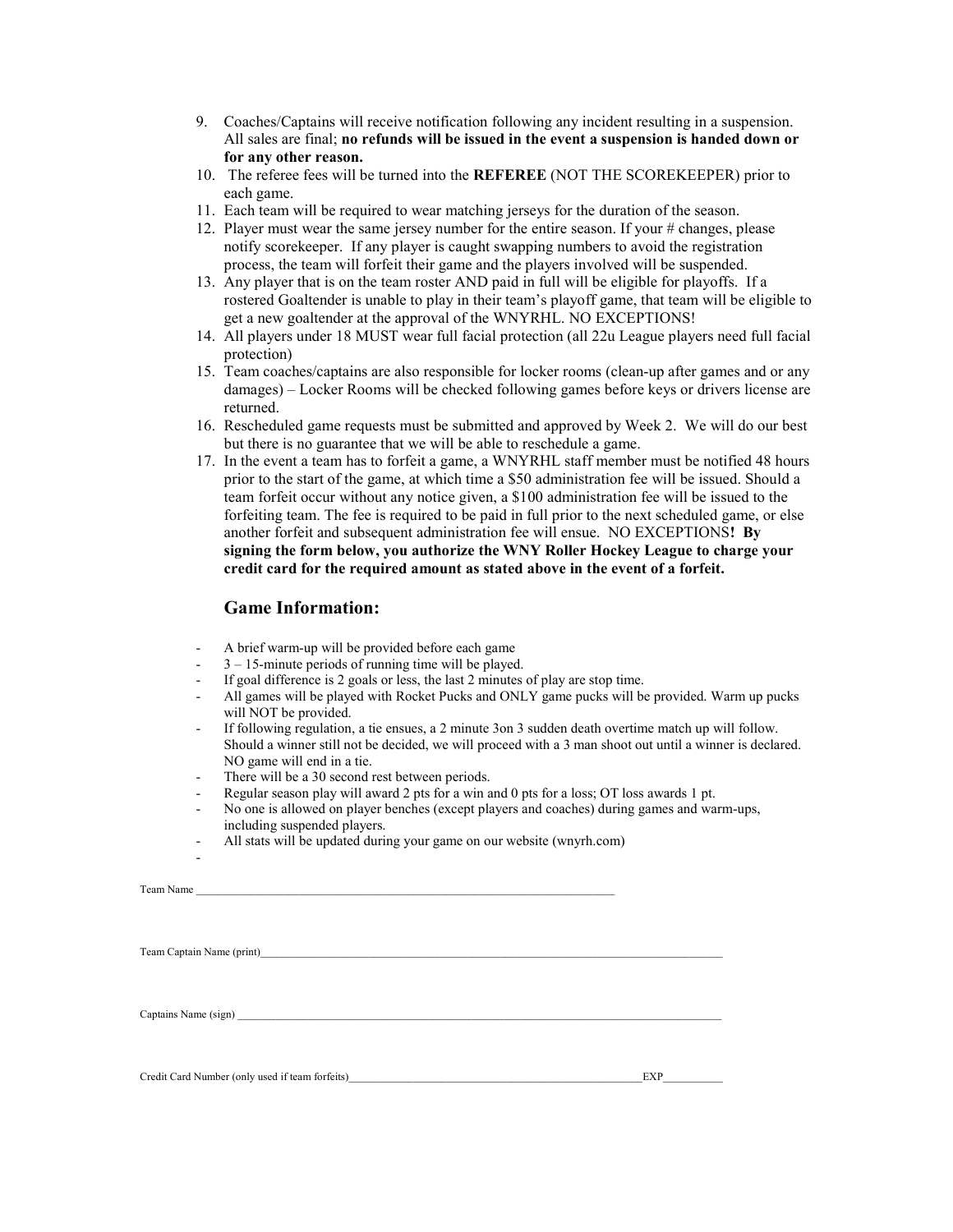9. Coaches/Captains will receive notification following any incident resulting in a suspension. All sales are final; **no refunds will be issued in the event a suspension is handed down or for any other reason.**
10. The referee fees will be turned into the **REFEREE** (NOT THE SCOREKEEPER) prior to each game.
11. Each team will be required to wear matching jerseys for the duration of the season.
12. Player must wear the same jersey number for the entire season. If your # changes, please notify scorekeeper. If any player is caught swapping numbers to avoid the registration process, the team will forfeit their game and the players involved will be suspended.
13. Any player that is on the team roster AND paid in full will be eligible for playoffs. If a rostered Goaltender is unable to play in their team's playoff game, that team will be eligible to get a new goaltender at the approval of the WNYRHL. NO EXCEPTIONS!
14. All players under 18 MUST wear full facial protection (all 22u League players need full facial protection)
15. Team coaches/captains are also responsible for locker rooms (clean-up after games and or any damages) – Locker Rooms will be checked following games before keys or drivers license are returned.
16. Rescheduled game requests must be submitted and approved by Week 2. We will do our best but there is no guarantee that we will be able to reschedule a game.
17. In the event a team has to forfeit a game, a WNYRHL staff member must be notified 48 hours prior to the start of the game, at which time a $50 administration fee will be issued. Should a team forfeit occur without any notice given, a $100 administration fee will be issued to the forfeiting team. The fee is required to be paid in full prior to the next scheduled game, or else another forfeit and subsequent administration fee will ensue. NO EXCEPTIONS**! By signing the form below, you authorize the WNY Roller Hockey League to charge your credit card for the required amount as stated above in the event of a forfeit.**

## Game Information:

- A brief warm-up will be provided before each game
- 3 – 15-minute periods of running time will be played.
- If goal difference is 2 goals or less, the last 2 minutes of play are stop time.
- All games will be played with Rocket Pucks and ONLY game pucks will be provided. Warm up pucks will NOT be provided.
- If following regulation, a tie ensues, a 2 minute 3on 3 sudden death overtime match up will follow. Should a winner still not be decided, we will proceed with a 3 man shoot out until a winner is declared. NO game will end in a tie.
- There will be a 30 second rest between periods.
- Regular season play will award 2 pts for a win and 0 pts for a loss; OT loss awards 1 pt.
- No one is allowed on player benches (except players and coaches) during games and warm-ups, including suspended players.
- All stats will be updated during your game on our website (wnyrh.com)
-

Team Name ___________________________________________________________________________

Team Captain Name (print)________________________________________________________________________________

Captains Name (sign) ___________________________________________________________________________________

Credit Card Number (only used if team forfeits)____________________________________________________EXP___________